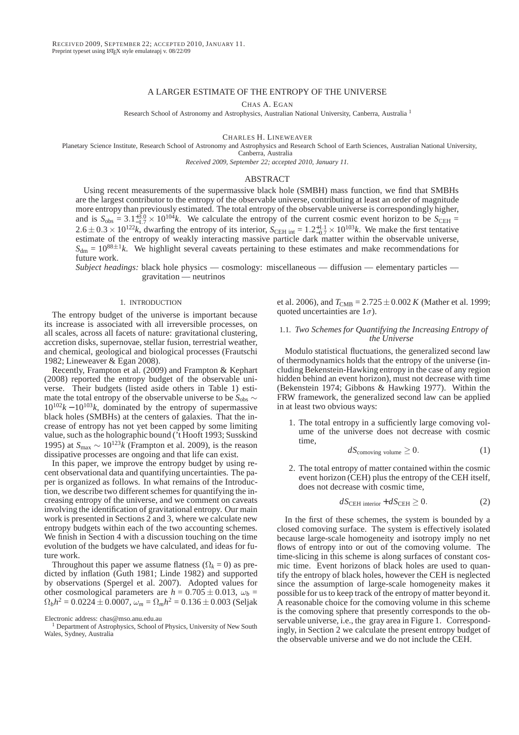RECEIVED 2009, SEPTEMBER 22; ACCEPTED 2010, JANUARY 11.
Preprint typeset using LaTeX style emulateapj v. 08/22/09

# A LARGER ESTIMATE OF THE ENTROPY OF THE UNIVERSE

CHAS A. EGAN

Research School of Astronomy and Astrophysics, Australian National University, Canberra, Australia [1]

CHARLES H. LINEWEAVER

Planetary Science Institute, Research School of Astronomy and Astrophysics and Research School of Earth Sciences, Australian National University, Canberra, Australia

*Received 2009, September 22; accepted 2010, January 11.*

## ABSTRACT

Using recent measurements of the supermassive black hole (SMBH) mass function, we find that SMBHs are the largest contributor to the entropy of the observable universe, contributing at least an order of magnitude more entropy than previously estimated. The total entropy of the observable universe is correspondingly higher, and is $S_{\rm obs} = 3.1^{+3.0}_{-1.7} \times 10^{104}k$. We calculate the entropy of the current cosmic event horizon to be $S_{\rm CEH} = 2.6 \pm 0.3 \times 10^{122}k$, dwarfing the entropy of its interior, $S_{\rm CEH\ int} = 1.2^{+1.1}_{-0.7} \times 10^{103}k$. We make the first tentative estimate of the entropy of weakly interacting massive particle dark matter within the observable universe, $S_{\rm dm} = 10^{88\pm1}k$. We highlight several caveats pertaining to these estimates and make recommendations for future work.

*Subject headings:* black hole physics — cosmology: miscellaneous — diffusion — elementary particles — gravitation — neutrinos

## 1. INTRODUCTION

The entropy budget of the universe is important because its increase is associated with all irreversible processes, on all scales, across all facets of nature: gravitational clustering, accretion disks, supernovae, stellar fusion, terrestrial weather, and chemical, geological and biological processes (Frautschi 1982; Lineweaver & Egan 2008).

Recently, Frampton et al. (2009) and Frampton & Kephart (2008) reported the entropy budget of the observable universe. Their budgets (listed aside others in Table 1) estimate the total entropy of the observable universe to be $S_{\rm obs} \sim 10^{102}k - 10^{103}k$, dominated by the entropy of supermassive black holes (SMBHs) at the centers of galaxies. That the increase of entropy has not yet been capped by some limiting value, such as the holographic bound ('t Hooft 1993; Susskind 1995) at $S_{\rm max} \sim 10^{123}k$ (Frampton et al. 2009), is the reason dissipative processes are ongoing and that life can exist.

In this paper, we improve the entropy budget by using recent observational data and quantifying uncertainties. The paper is organized as follows. In what remains of the Introduction, we describe two different schemes for quantifying the increasing entropy of the universe, and we comment on caveats involving the identification of gravitational entropy. Our main work is presented in Sections 2 and 3, where we calculate new entropy budgets within each of the two accounting schemes. We finish in Section 4 with a discussion touching on the time evolution of the budgets we have calculated, and ideas for future work.

Throughout this paper we assume flatness ($\Omega_k = 0$) as predicted by inflation (Guth 1981; Linde 1982) and supported by observations (Spergel et al. 2007). Adopted values for other cosmological parameters are $h = 0.705 \pm 0.013$, $\omega_b = \Omega_b h^2 = 0.0224 \pm 0.0007$, $\omega_m = \Omega_m h^2 = 0.136 \pm 0.003$ (Seljak et al. 2006), and $T_{\rm CMB} = 2.725 \pm 0.002\ K$ (Mather et al. 1999; quoted uncertainties are $1\sigma$).

### 1.1. *Two Schemes for Quantifying the Increasing Entropy of the Universe*

Modulo statistical fluctuations, the generalized second law of thermodynamics holds that the entropy of the universe (including Bekenstein-Hawking entropy in the case of any region hidden behind an event horizon), must not decrease with time (Bekenstein 1974; Gibbons & Hawking 1977). Within the FRW framework, the generalized second law can be applied in at least two obvious ways:

1. The total entropy in a sufficiently large comoving volume of the universe does not decrease with cosmic time,
$$dS_{\rm comoving\ volume} \geq 0. \quad (1)$$

2. The total entropy of matter contained within the cosmic event horizon (CEH) plus the entropy of the CEH itself, does not decrease with cosmic time,
$$dS_{\rm CEH\ interior} + dS_{\rm CEH} \geq 0. \quad (2)$$

In the first of these schemes, the system is bounded by a closed comoving surface. The system is effectively isolated because large-scale homogeneity and isotropy imply no net flows of entropy into or out of the comoving volume. The time-slicing in this scheme is along surfaces of constant cosmic time. Event horizons of black holes are used to quantify the entropy of black holes, however the CEH is neglected since the assumption of large-scale homogeneity makes it possible for us to keep track of the entropy of matter beyond it. A reasonable choice for the comoving volume in this scheme is the comoving sphere that presently corresponds to the observable universe, i.e., the gray area in Figure 1. Correspondingly, in Section 2 we calculate the present entropy budget of the observable universe and we do not include the CEH.

Electronic address: chas@mso.anu.edu.au

[1] Department of Astrophysics, School of Physics, University of New South Wales, Sydney, Australia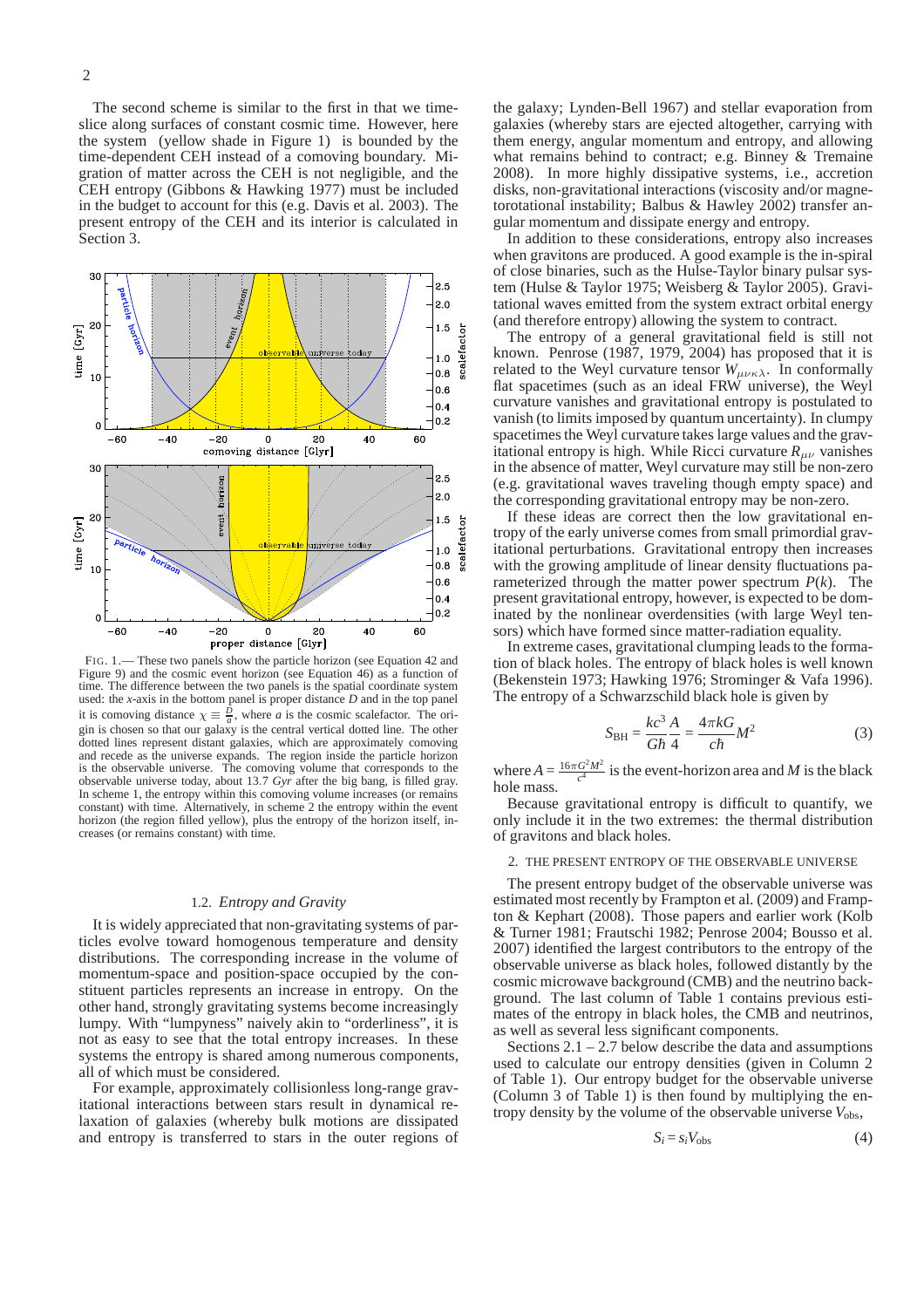The second scheme is similar to the first in that we time-slice along surfaces of constant cosmic time. However, here the system (yellow shade in Figure 1) is bounded by the time-dependent CEH instead of a comoving boundary. Migration of matter across the CEH is not negligible, and the CEH entropy (Gibbons & Hawking 1977) must be included in the budget to account for this (e.g. Davis et al. 2003). The present entropy of the CEH and its interior is calculated in Section 3.

FIG. 1.— These two panels show the particle horizon (see Equation 42 and Figure 9) and the cosmic event horizon (see Equation 46) as a function of time. The difference between the two panels is the spatial coordinate system used: the $x$-axis in the bottom panel is proper distance $D$ and in the top panel it is comoving distance $\chi \equiv \frac{D}{a}$, where $a$ is the cosmic scalefactor. The origin is chosen so that our galaxy is the central vertical dotted line. The other dotted lines represent distant galaxies, which are approximately comoving and recede as the universe expands. The region inside the particle horizon is the observable universe. The comoving volume that corresponds to the observable universe today, about 13.7 *Gyr* after the big bang, is filled gray. In scheme 1, the entropy within this comoving volume increases (or remains constant) with time. Alternatively, in scheme 2 the entropy within the event horizon (the region filled yellow), plus the entropy of the horizon itself, increases (or remains constant) with time.

### 1.2. *Entropy and Gravity*

It is widely appreciated that non-gravitating systems of particles evolve toward homogenous temperature and density distributions. The corresponding increase in the volume of momentum-space and position-space occupied by the constituent particles represents an increase in entropy. On the other hand, strongly gravitating systems become increasingly lumpy. With "lumpyness" naively akin to "orderliness", it is not as easy to see that the total entropy increases. In these systems the entropy is shared among numerous components, all of which must be considered.

For example, approximately collisionless long-range gravitational interactions between stars result in dynamical relaxation of galaxies (whereby bulk motions are dissipated and entropy is transferred to stars in the outer regions of the galaxy; Lynden-Bell 1967) and stellar evaporation from galaxies (whereby stars are ejected altogether, carrying with them energy, angular momentum and entropy, and allowing what remains behind to contract; e.g. Binney & Tremaine 2008). In more highly dissipative systems, i.e., accretion disks, non-gravitational interactions (viscosity and/or magnetorotational instability; Balbus & Hawley 2002) transfer angular momentum and dissipate energy and entropy.

In addition to these considerations, entropy also increases when gravitons are produced. A good example is the in-spiral of close binaries, such as the Hulse-Taylor binary pulsar system (Hulse & Taylor 1975; Weisberg & Taylor 2005). Gravitational waves emitted from the system extract orbital energy (and therefore entropy) allowing the system to contract.

The entropy of a general gravitational field is still not known. Penrose (1987, 1979, 2004) has proposed that it is related to the Weyl curvature tensor $W_{\mu\nu\kappa\lambda}$. In conformally flat spacetimes (such as an ideal FRW universe), the Weyl curvature vanishes and gravitational entropy is postulated to vanish (to limits imposed by quantum uncertainty). In clumpy spacetimes the Weyl curvature takes large values and the gravitational entropy is high. While Ricci curvature $R_{\mu\nu}$ vanishes in the absence of matter, Weyl curvature may still be non-zero (e.g. gravitational waves traveling though empty space) and the corresponding gravitational entropy may be non-zero.

If these ideas are correct then the low gravitational entropy of the early universe comes from small primordial gravitational perturbations. Gravitational entropy then increases with the growing amplitude of linear density fluctuations parameterized through the matter power spectrum $P(k)$. The present gravitational entropy, however, is expected to be dominated by the nonlinear overdensities (with large Weyl tensors) which have formed since matter-radiation equality.

In extreme cases, gravitational clumping leads to the formation of black holes. The entropy of black holes is well known (Bekenstein 1973; Hawking 1976; Strominger & Vafa 1996). The entropy of a Schwarzschild black hole is given by

$$S_{\rm BH} = \frac{kc^3}{G\hbar}\frac{A}{4} = \frac{4\pi kG}{c\hbar}M^2 \tag{3}$$

where $A = \frac{16\pi G^2 M^2}{c^4}$ is the event-horizon area and $M$ is the black hole mass.

Because gravitational entropy is difficult to quantify, we only include it in the two extremes: the thermal distribution of gravitons and black holes.

## 2. THE PRESENT ENTROPY OF THE OBSERVABLE UNIVERSE

The present entropy budget of the observable universe was estimated most recently by Frampton et al. (2009) and Frampton & Kephart (2008). Those papers and earlier work (Kolb & Turner 1981; Frautschi 1982; Penrose 2004; Bousso et al. 2007) identified the largest contributors to the entropy of the observable universe as black holes, followed distantly by the cosmic microwave background (CMB) and the neutrino background. The last column of Table 1 contains previous estimates of the entropy in black holes, the CMB and neutrinos, as well as several less significant components.

Sections 2.1 – 2.7 below describe the data and assumptions used to calculate our entropy densities (given in Column 2 of Table 1). Our entropy budget for the observable universe (Column 3 of Table 1) is then found by multiplying the entropy density by the volume of the observable universe $V_{\rm obs}$,

$$S_i = s_i V_{\rm obs} \tag{4}$$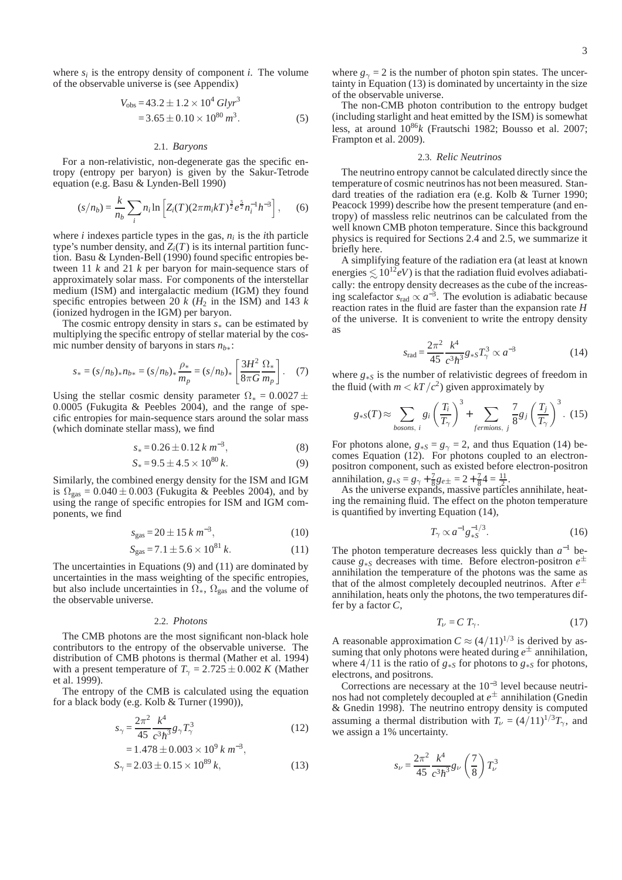where $s_i$ is the entropy density of component $i$. The volume of the observable universe is (see Appendix)

$$V_{\rm obs} = 43.2 \pm 1.2 \times 10^4\, Glyr^3$$
$$= 3.65 \pm 0.10 \times 10^{80}\, m^3. \tag{5}$$

### 2.1. *Baryons*

For a non-relativistic, non-degenerate gas the specific entropy (entropy per baryon) is given by the Sakur-Tetrode equation (e.g. Basu & Lynden-Bell 1990)

$$(s/n_b) = \frac{k}{n_b}\sum_i n_i \ln\left[Z_i(T)(2\pi m_i kT)^{\frac{3}{2}} e^{\frac{5}{2}} n_i^{-1} h^{-3}\right], \tag{6}$$

where $i$ indexes particle types in the gas, $n_i$ is the $i$th particle type's number density, and $Z_i(T)$ is its internal partition function. Basu & Lynden-Bell (1990) found specific entropies between 11 $k$ and 21 $k$ per baryon for main-sequence stars of approximately solar mass. For components of the interstellar medium (ISM) and intergalactic medium (IGM) they found specific entropies between 20 $k$ ($H_2$ in the ISM) and 143 $k$ (ionized hydrogen in the IGM) per baryon.

The cosmic entropy density in stars $s_*$ can be estimated by multiplying the specific entropy of stellar material by the cosmic number density of baryons in stars $n_{b*}$:

$$s_* = (s/n_b)_* n_{b*} = (s/n_b)_* \frac{\rho_*}{m_p} = (s/n_b)_* \left[\frac{3H^2}{8\pi G}\frac{\Omega_*}{m_p}\right]. \tag{7}$$

Using the stellar cosmic density parameter $\Omega_* = 0.0027 \pm 0.0005$ (Fukugita & Peebles 2004), and the range of specific entropies for main-sequence stars around the solar mass (which dominate stellar mass), we find

$$s_* = 0.26 \pm 0.12\, k\, m^{-3}, \tag{8}$$

$$S_* = 9.5 \pm 4.5 \times 10^{80}\, k. \tag{9}$$

Similarly, the combined energy density for the ISM and IGM is $\Omega_{\rm gas} = 0.040 \pm 0.003$ (Fukugita & Peebles 2004), and by using the range of specific entropies for ISM and IGM components, we find

$$s_{\rm gas} = 20 \pm 15\, k\, m^{-3}, \tag{10}$$

$$S_{\rm gas} = 7.1 \pm 5.6 \times 10^{81}\, k. \tag{11}$$

The uncertainties in Equations (9) and (11) are dominated by uncertainties in the mass weighting of the specific entropies, but also include uncertainties in $\Omega_*$, $\Omega_{\rm gas}$ and the volume of the observable universe.

### 2.2. *Photons*

The CMB photons are the most significant non-black hole contributors to the entropy of the observable universe. The distribution of CMB photons is thermal (Mather et al. 1994) with a present temperature of $T_\gamma = 2.725 \pm 0.002\, K$ (Mather et al. 1999).

The entropy of the CMB is calculated using the equation for a black body (e.g. Kolb & Turner (1990)),

$$s_\gamma = \frac{2\pi^2}{45}\frac{k^4}{c^3\hbar^3} g_\gamma T_\gamma^3 \tag{12}$$
$$= 1.478 \pm 0.003 \times 10^9\, k\, m^{-3},$$
$$S_\gamma = 2.03 \pm 0.15 \times 10^{89}\, k, \tag{13}$$

where $g_\gamma = 2$ is the number of photon spin states. The uncertainty in Equation (13) is dominated by uncertainty in the size of the observable universe.

The non-CMB photon contribution to the entropy budget (including starlight and heat emitted by the ISM) is somewhat less, at around $10^{86}k$ (Frautschi 1982; Bousso et al. 2007; Frampton et al. 2009).

### 2.3. *Relic Neutrinos*

The neutrino entropy cannot be calculated directly since the temperature of cosmic neutrinos has not been measured. Standard treaties of the radiation era (e.g. Kolb & Turner 1990; Peacock 1999) describe how the present temperature (and entropy) of massless relic neutrinos can be calculated from the well known CMB photon temperature. Since this background physics is required for Sections 2.4 and 2.5, we summarize it briefly here.

A simplifying feature of the radiation era (at least at known energies $\lesssim 10^{12} eV$) is that the radiation fluid evolves adiabatically: the entropy density decreases as the cube of the increasing scalefactor $s_{\rm rad} \propto a^{-3}$. The evolution is adiabatic because reaction rates in the fluid are faster than the expansion rate $H$ of the universe. It is convenient to write the entropy density as

$$s_{\rm rad} = \frac{2\pi^2}{45}\frac{k^4}{c^3\hbar^3} g_{*S} T_\gamma^3 \propto a^{-3} \tag{14}$$

where $g_{*S}$ is the number of relativistic degrees of freedom in the fluid (with $m < kT/c^2$) given approximately by

$$g_{*S}(T) \approx \sum_{bosons,\ i} g_i \left(\frac{T_i}{T_\gamma}\right)^3 + \sum_{fermions,\ j} \frac{7}{8} g_j \left(\frac{T_j}{T_\gamma}\right)^3. \tag{15}$$

For photons alone, $g_{*S} = g_\gamma = 2$, and thus Equation (14) becomes Equation (12). For photons coupled to an electron-positron component, such as existed before electron-positron annihilation, $g_{*S} = g_\gamma + \frac{7}{8} g_{e\pm} = 2 + \frac{7}{8}4 = \frac{11}{2}$.

As the universe expands, massive particles annihilate, heating the remaining fluid. The effect on the photon temperature is quantified by inverting Equation (14),

$$T_\gamma \propto a^{-1} g_{*S}^{-1/3}. \tag{16}$$

The photon temperature decreases less quickly than $a^{-1}$ because $g_{*S}$ decreases with time. Before electron-positron $e^\pm$ annihilation the temperature of the photons was the same as that of the almost completely decoupled neutrinos. After $e^\pm$ annihilation, heats only the photons, the two temperatures differ by a factor $C$,

$$T_\nu = C\, T_\gamma. \tag{17}$$

A reasonable approximation $C \approx (4/11)^{1/3}$ is derived by assuming that only photons were heated during $e^\pm$ annihilation, where $4/11$ is the ratio of $g_{*S}$ for photons to $g_{*S}$ for photons, electrons, and positrons.

Corrections are necessary at the $10^{-3}$ level because neutrinos had not completely decoupled at $e^\pm$ annihilation (Gnedin & Gnedin 1998). The neutrino entropy density is computed assuming a thermal distribution with $T_\nu = (4/11)^{1/3} T_\gamma$, and we assign a 1% uncertainty.

$$s_\nu = \frac{2\pi^2}{45}\frac{k^4}{c^3\hbar^3} g_\nu \left(\frac{7}{8}\right) T_\nu^3$$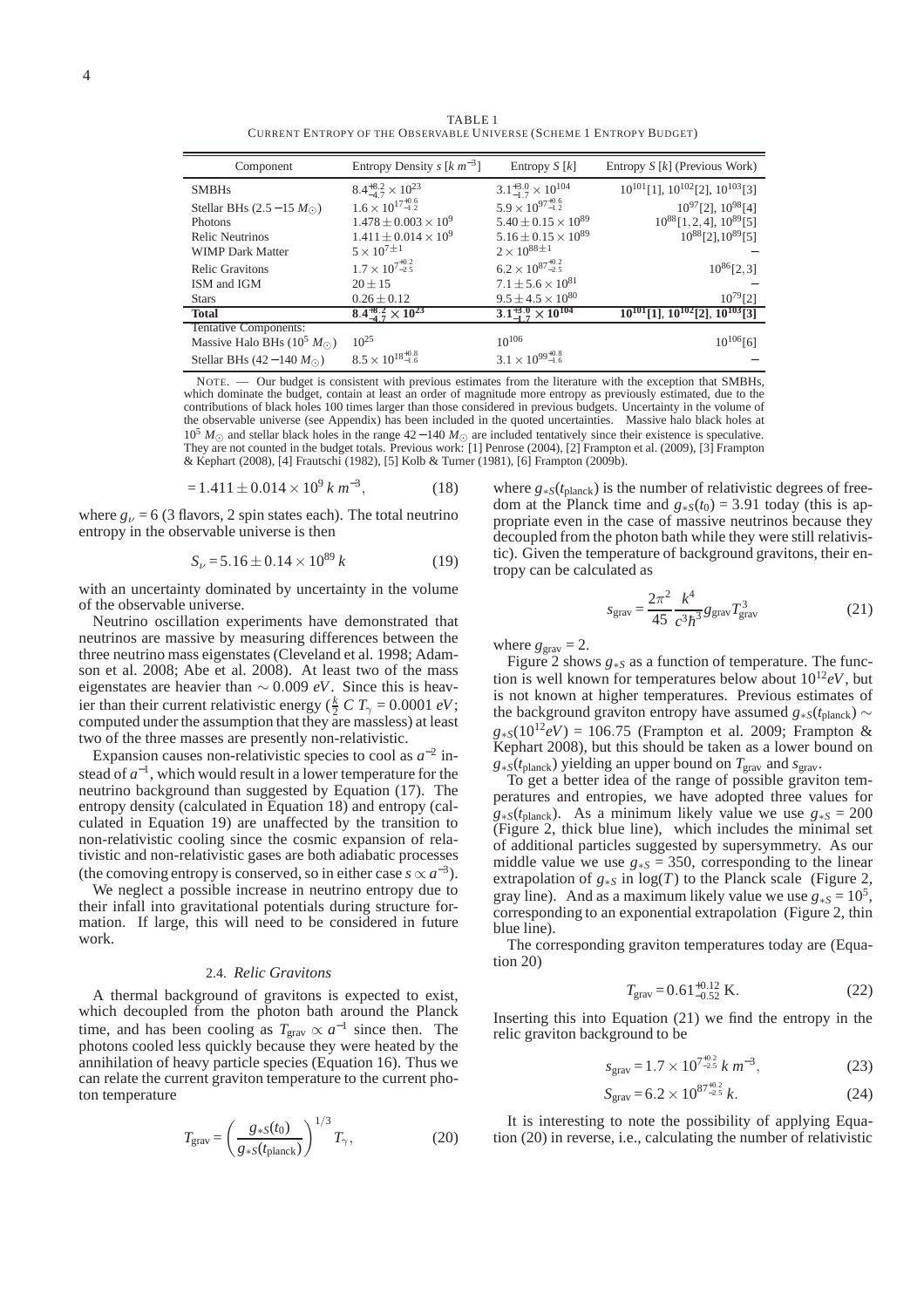TABLE 1
CURRENT ENTROPY OF THE OBSERVABLE UNIVERSE (SCHEME 1 ENTROPY BUDGET)

| Component | Entropy Density $s$ [$k\ m^{-3}$] | Entropy $S$ [$k$] | Entropy $S$ [$k$] (Previous Work) |
|---|---|---|---|
| SMBHs | $8.4^{+8.2}_{-4.7} \times 10^{23}$ | $3.1^{+3.0}_{-1.7} \times 10^{104}$ | $10^{101}$[1], $10^{102}$[2], $10^{103}$[3] |
| Stellar BHs ($2.5-15\ M_{\odot}$) | $1.6 \times 10^{17^{+0.6}_{-1.2}}$ | $5.9 \times 10^{97^{+0.6}_{-1.2}}$ | $10^{97}$[2], $10^{98}$[4] |
| Photons | $1.478 \pm 0.003 \times 10^{9}$ | $5.40 \pm 0.15 \times 10^{89}$ | $10^{88}$[1,2,4], $10^{89}$[5] |
| Relic Neutrinos | $1.411 \pm 0.014 \times 10^{9}$ | $5.16 \pm 0.15 \times 10^{89}$ | $10^{88}$[2],$10^{89}$[5] |
| WIMP Dark Matter | $5 \times 10^{7\pm1}$ | $2 \times 10^{88\pm1}$ | – |
| Relic Gravitons | $1.7 \times 10^{7^{+0.2}_{-2.5}}$ | $6.2 \times 10^{87^{+0.2}_{-2.5}}$ | $10^{86}$[2,3] |
| ISM and IGM | $20 \pm 15$ | $7.1 \pm 5.6 \times 10^{81}$ | – |
| Stars | $0.26 \pm 0.12$ | $9.5 \pm 4.5 \times 10^{80}$ | $10^{79}$[2] |
| **Total** | $\mathbf{8.4^{+8.2}_{-4.7} \times 10^{23}}$ | $\mathbf{3.1^{+3.0}_{-1.7} \times 10^{104}}$ | **$10^{101}$[1], $10^{102}$[2], $10^{103}$[3]** |
| Tentative Components: | | | |
| Massive Halo BHs ($10^{5}\ M_{\odot}$) | $10^{25}$ | $10^{106}$ | $10^{106}$[6] |
| Stellar BHs ($42-140\ M_{\odot}$) | $8.5 \times 10^{18^{+0.8}_{-1.6}}$ | $3.1 \times 10^{99^{+0.8}_{-1.6}}$ | – |

NOTE. — Our budget is consistent with previous estimates from the literature with the exception that SMBHs, which dominate the budget, contain at least an order of magnitude more entropy as previously estimated, due to the contributions of black holes 100 times larger than those considered in previous budgets. Uncertainty in the volume of the observable universe (see Appendix) has been included in the quoted uncertainties. Massive halo black holes at $10^{5}\ M_{\odot}$ and stellar black holes in the range $42-140\ M_{\odot}$ are included tentatively since their existence is speculative. They are not counted in the budget totals. Previous work: [1] Penrose (2004), [2] Frampton et al. (2009), [3] Frampton & Kephart (2008), [4] Frautschi (1982), [5] Kolb & Turner (1981), [6] Frampton (2009b).

$$= 1.411 \pm 0.014 \times 10^{9}\ k\ m^{-3}, \tag{18}$$

where $g_{\nu} = 6$ (3 flavors, 2 spin states each). The total neutrino entropy in the observable universe is then

$$S_{\nu} = 5.16 \pm 0.14 \times 10^{89}\ k \tag{19}$$

with an uncertainty dominated by uncertainty in the volume of the observable universe.

Neutrino oscillation experiments have demonstrated that neutrinos are massive by measuring differences between the three neutrino mass eigenstates (Cleveland et al. 1998; Adamson et al. 2008; Abe et al. 2008). At least two of the mass eigenstates are heavier than $\sim 0.009\ eV$. Since this is heavier than their current relativistic energy ($\frac{k}{2}\ C\ T_{\gamma} = 0.0001\ eV$; computed under the assumption that they are massless) at least two of the three masses are presently non-relativistic.

Expansion causes non-relativistic species to cool as $a^{-2}$ instead of $a^{-1}$, which would result in a lower temperature for the neutrino background than suggested by Equation (17). The entropy density (calculated in Equation 18) and entropy (calculated in Equation 19) are unaffected by the transition to non-relativistic cooling since the cosmic expansion of relativistic and non-relativistic gases are both adiabatic processes (the comoving entropy is conserved, so in either case $s \propto a^{-3}$).

We neglect a possible increase in neutrino entropy due to their infall into gravitational potentials during structure formation. If large, this will need to be considered in future work.

### 2.4. *Relic Gravitons*

A thermal background of gravitons is expected to exist, which decoupled from the photon bath around the Planck time, and has been cooling as $T_{\rm grav} \propto a^{-1}$ since then. The photons cooled less quickly because they were heated by the annihilation of heavy particle species (Equation 16). Thus we can relate the current graviton temperature to the current photon temperature

$$T_{\rm grav} = \left(\frac{g_{*S}(t_0)}{g_{*S}(t_{\rm planck})}\right)^{1/3} T_{\gamma}, \tag{20}$$

where $g_{*S}(t_{\rm planck})$ is the number of relativistic degrees of freedom at the Planck time and $g_{*S}(t_0) = 3.91$ today (this is appropriate even in the case of massive neutrinos because they decoupled from the photon bath while they were still relativistic). Given the temperature of background gravitons, their entropy can be calculated as

$$s_{\rm grav} = \frac{2\pi^2}{45}\frac{k^4}{c^3\hbar^3} g_{\rm grav} T_{\rm grav}^3 \tag{21}$$

where $g_{\rm grav} = 2$.

Figure 2 shows $g_{*S}$ as a function of temperature. The function is well known for temperatures below about $10^{12} eV$, but is not known at higher temperatures. Previous estimates of the background graviton entropy have assumed $g_{*S}(t_{\rm planck}) \sim g_{*S}(10^{12} eV) = 106.75$ (Frampton et al. 2009; Frampton & Kephart 2008), but this should be taken as a lower bound on $g_{*S}(t_{\rm planck})$ yielding an upper bound on $T_{\rm grav}$ and $s_{\rm grav}$.

To get a better idea of the range of possible graviton temperatures and entropies, we have adopted three values for $g_{*S}(t_{\rm planck})$. As a minimum likely value we use $g_{*S} = 200$ (Figure 2, thick blue line), which includes the minimal set of additional particles suggested by supersymmetry. As our middle value we use $g_{*S} = 350$, corresponding to the linear extrapolation of $g_{*S}$ in $\log(T)$ to the Planck scale (Figure 2, gray line). And as a maximum likely value we use $g_{*S} = 10^{5}$, corresponding to an exponential extrapolation (Figure 2, thin blue line).

The corresponding graviton temperatures today are (Equation 20)

$$T_{\rm grav} = 0.61^{+0.12}_{-0.52}\ {\rm K}. \tag{22}$$

Inserting this into Equation (21) we find the entropy in the relic graviton background to be

$$s_{\rm grav} = 1.7 \times 10^{7^{+0.2}_{-2.5}}\ k\ m^{-3}, \tag{23}$$

$$S_{\rm grav} = 6.2 \times 10^{87^{+0.2}_{-2.5}}\ k. \tag{24}$$

It is interesting to note the possibility of applying Equation (20) in reverse, i.e., calculating the number of relativistic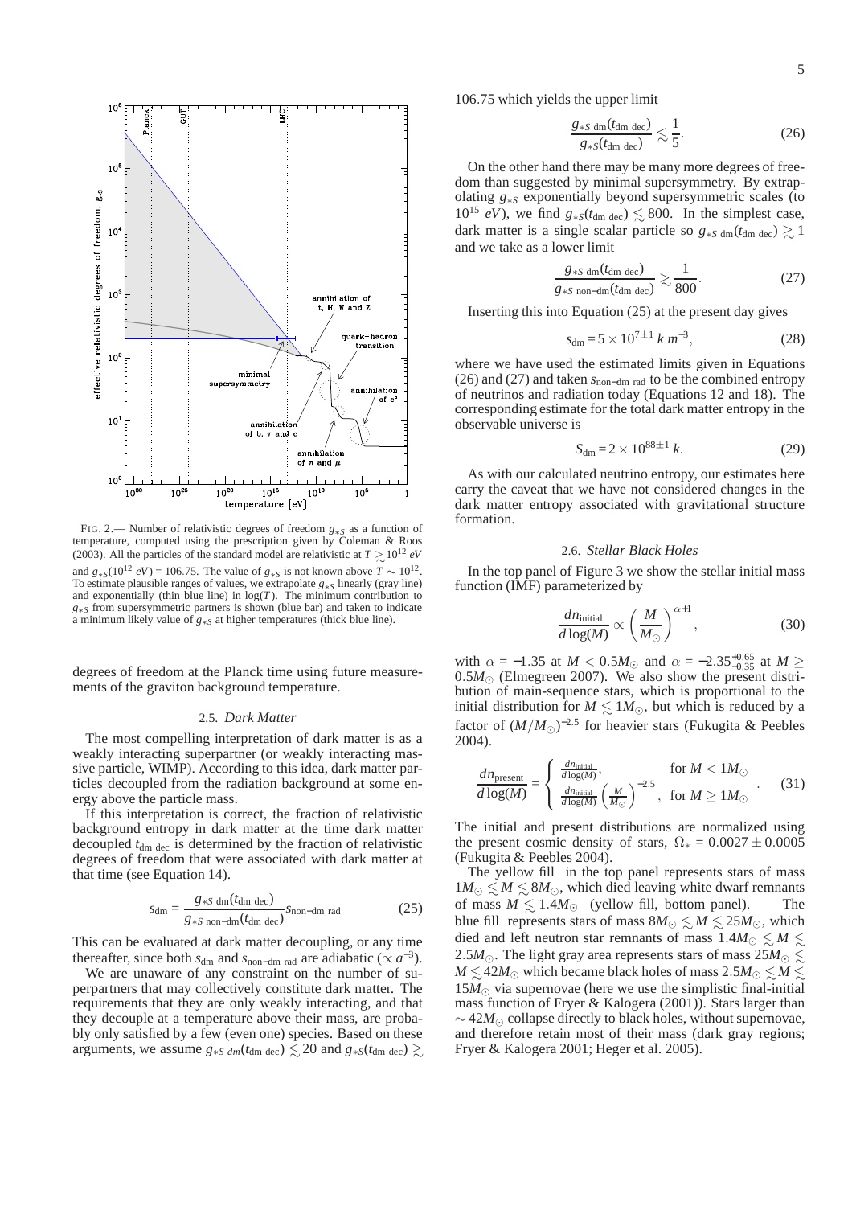FIG. 2.— Number of relativistic degrees of freedom $g_{*S}$ as a function of temperature, computed using the prescription given by Coleman & Roos (2003). All the particles of the standard model are relativistic at $T \gtrsim 10^{12}$ $eV$ and $g_{*S}(10^{12}\ eV) = 106.75$. The value of $g_{*S}$ is not known above $T \sim 10^{12}$. To estimate plausible ranges of values, we extrapolate $g_{*S}$ linearly (gray line) and exponentially (thin blue line) in $\log(T)$. The minimum contribution to $g_{*S}$ from supersymmetric partners is shown (blue bar) and taken to indicate a minimum likely value of $g_{*S}$ at higher temperatures (thick blue line).

degrees of freedom at the Planck time using future measurements of the graviton background temperature.

### 2.5. *Dark Matter*

The most compelling interpretation of dark matter is as a weakly interacting superpartner (or weakly interacting massive particle, WIMP). According to this idea, dark matter particles decoupled from the radiation background at some energy above the particle mass.

If this interpretation is correct, the fraction of relativistic background entropy in dark matter at the time dark matter decoupled $t_{\rm dm\ dec}$ is determined by the fraction of relativistic degrees of freedom that were associated with dark matter at that time (see Equation 14).

$$s_{\rm dm} = \frac{g_{*S\ \rm dm}(t_{\rm dm\ dec})}{g_{*S\ \rm non\text{-}dm}(t_{\rm dm\ dec})} s_{\rm non\text{-}dm\ rad} \tag{25}$$

This can be evaluated at dark matter decoupling, or any time thereafter, since both $s_{\rm dm}$ and $s_{\rm non\text{-}dm\ rad}$ are adiabatic ($\propto a^{-3}$).

We are unaware of any constraint on the number of superpartners that may collectively constitute dark matter. The requirements that they are only weakly interacting, and that they decouple at a temperature above their mass, are probably only satisfied by a few (even one) species. Based on these arguments, we assume $g_{*S\ dm}(t_{\rm dm\ dec}) \lesssim 20$ and $g_{*S}(t_{\rm dm\ dec}) \gtrsim 106.75$ which yields the upper limit

$$\frac{g_{*S\ \rm dm}(t_{\rm dm\ dec})}{g_{*S}(t_{\rm dm\ dec})} \lesssim \frac{1}{5}. \tag{26}$$

On the other hand there may be many more degrees of freedom than suggested by minimal supersymmetry. By extrapolating $g_{*S}$ exponentially beyond supersymmetric scales (to $10^{15}$ $eV$), we find $g_{*S}(t_{\rm dm\ dec}) \lesssim 800$. In the simplest case, dark matter is a single scalar particle so $g_{*S\ \rm dm}(t_{\rm dm\ dec}) \gtrsim 1$ and we take as a lower limit

$$\frac{g_{*S\ \rm dm}(t_{\rm dm\ dec})}{g_{*S\ \rm non\text{-}dm}(t_{\rm dm\ dec})} \gtrsim \frac{1}{800}. \tag{27}$$

Inserting this into Equation (25) at the present day gives

$$s_{\rm dm} = 5 \times 10^{7\pm1}\ k\ m^{-3}, \tag{28}$$

where we have used the estimated limits given in Equations (26) and (27) and taken $s_{\rm non\text{-}dm\ rad}$ to be the combined entropy of neutrinos and radiation today (Equations 12 and 18). The corresponding estimate for the total dark matter entropy in the observable universe is

$$S_{\rm dm} = 2 \times 10^{88\pm1}\ k. \tag{29}$$

As with our calculated neutrino entropy, our estimates here carry the caveat that we have not considered changes in the dark matter entropy associated with gravitational structure formation.

### 2.6. *Stellar Black Holes*

In the top panel of Figure 3 we show the stellar initial mass function (IMF) parameterized by

$$\frac{dn_{\rm initial}}{d\log(M)} \propto \left(\frac{M}{M_\odot}\right)^{\alpha+1}, \tag{30}$$

with $\alpha = -1.35$ at $M < 0.5M_\odot$ and $\alpha = -2.35^{+0.65}_{-0.35}$ at $M \geq 0.5M_\odot$ (Elmegreen 2007). We also show the present distribution of main-sequence stars, which is proportional to the initial distribution for $M \lesssim 1M_\odot$, but which is reduced by a factor of $(M/M_\odot)^{-2.5}$ for heavier stars (Fukugita & Peebles 2004).

$$\frac{dn_{\rm present}}{d\log(M)} = \begin{cases} \frac{dn_{\rm initial}}{d\log(M)}, & \text{for } M < 1M_\odot \\ \frac{dn_{\rm initial}}{d\log(M)}\left(\frac{M}{M_\odot}\right)^{-2.5}, & \text{for } M \geq 1M_\odot \end{cases}. \tag{31}$$

The initial and present distributions are normalized using the present cosmic density of stars, $\Omega_* = 0.0027 \pm 0.0005$ (Fukugita & Peebles 2004).

The yellow fill in the top panel represents stars of mass $1M_\odot \lesssim M \lesssim 8M_\odot$, which died leaving white dwarf remnants of mass $M \lesssim 1.4M_\odot$ (yellow fill, bottom panel). The blue fill represents stars of mass $8M_\odot \lesssim M \lesssim 25M_\odot$, which died and left neutron star remnants of mass $1.4M_\odot \lesssim M \lesssim 2.5M_\odot$. The light gray area represents stars of mass $25M_\odot \lesssim M \lesssim 42M_\odot$ which became black holes of mass $2.5M_\odot \lesssim M \lesssim 15M_\odot$ via supernovae (here we use the simplistic final-initial mass function of Fryer & Kalogera (2001)). Stars larger than $\sim 42M_\odot$ collapse directly to black holes, without supernovae, and therefore retain most of their mass (dark gray regions; Fryer & Kalogera 2001; Heger et al. 2005).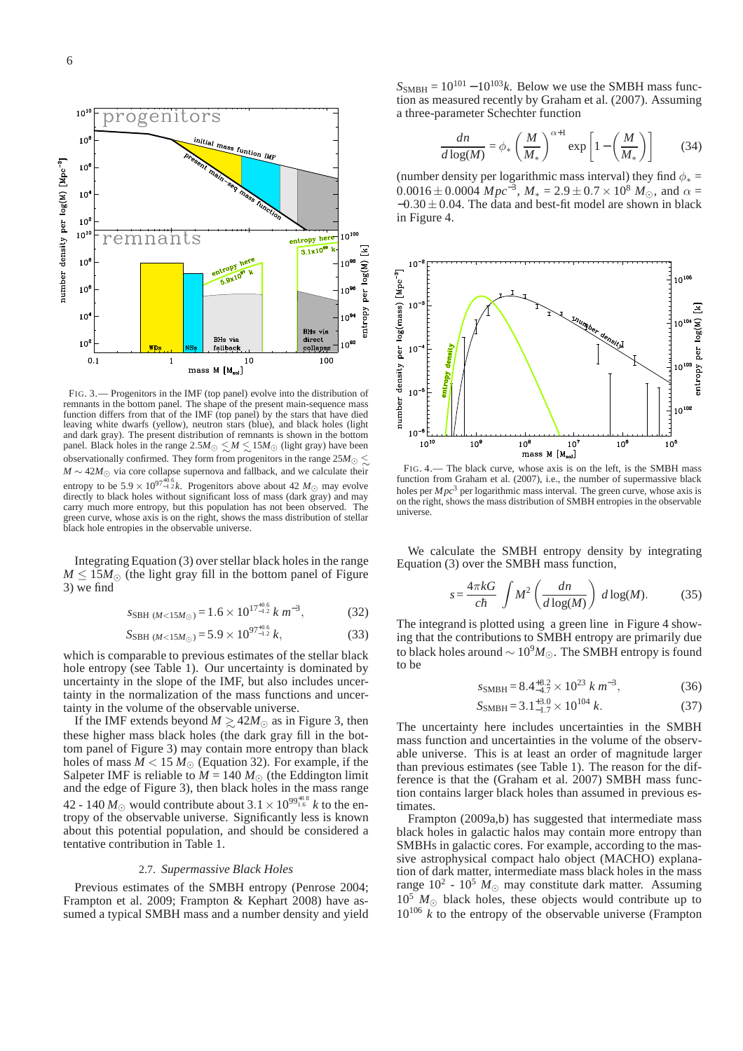FIG. 3.— Progenitors in the IMF (top panel) evolve into the distribution of remnants in the bottom panel. The shape of the present main-sequence mass function differs from that of the IMF (top panel) by the stars that have died leaving white dwarfs (yellow), neutron stars (blue), and black holes (light and dark gray). The present distribution of remnants is shown in the bottom panel. Black holes in the range $2.5M_{\odot} \lesssim M \lesssim 15M_{\odot}$ (light gray) have been observationally confirmed. They form from progenitors in the range $25M_{\odot} \lesssim M \sim 42M_{\odot}$ via core collapse supernova and fallback, and we calculate their entropy to be $5.9 \times 10^{97^{+0.6}_{-1.2}} k$. Progenitors above about 42 $M_{\odot}$ may evolve directly to black holes without significant loss of mass (dark gray) and may carry much more entropy, but this population has not been observed. The green curve, whose axis is on the right, shows the mass distribution of stellar black hole entropies in the observable universe.

Integrating Equation (3) over stellar black holes in the range $M \leq 15M_{\odot}$ (the light gray fill in the bottom panel of Figure 3) we find

$$s_{\mathrm{SBH}\ (M<15M_{\odot})} = 1.6 \times 10^{17^{+0.6}_{-1.2}}\ k\ m^{-3}, \tag{32}$$

$$S_{\mathrm{SBH}\ (M<15M_{\odot})} = 5.9 \times 10^{97^{+0.6}_{-1.2}}\ k, \tag{33}$$

which is comparable to previous estimates of the stellar black hole entropy (see Table 1). Our uncertainty is dominated by uncertainty in the slope of the IMF, but also includes uncertainty in the normalization of the mass functions and uncertainty in the volume of the observable universe.

If the IMF extends beyond $M \gtrsim 42M_{\odot}$ as in Figure 3, then these higher mass black holes (the dark gray fill in the bottom panel of Figure 3) may contain more entropy than black holes of mass $M < 15\ M_{\odot}$ (Equation 32). For example, if the Salpeter IMF is reliable to $M = 140\ M_{\odot}$ (the Eddington limit and the edge of Figure 3), then black holes in the range 42 - 140 $M_{\odot}$ would contribute about $3.1 \times 10^{99^{+0.8}_{-1.6}}\ k$ to the entropy of the observable universe. Significantly less is known about this potential population, and should be considered a tentative contribution in Table 1.

### 2.7. *Supermassive Black Holes*

Previous estimates of the SMBH entropy (Penrose 2004; Frampton et al. 2009; Frampton & Kephart 2008) have assumed a typical SMBH mass and a number density and yield $S_{\mathrm{SMBH}} = 10^{101} - 10^{103} k$. Below we use the SMBH mass function as measured recently by Graham et al. (2007). Assuming a three-parameter Schechter function

$$\frac{dn}{d\log(M)} = \phi_{*}\left(\frac{M}{M_{*}}\right)^{\alpha+1} \exp\left[1 - \left(\frac{M}{M_{*}}\right)\right] \tag{34}$$

(number density per logarithmic mass interval) they find $\phi_{*} = 0.0016 \pm 0.0004\ Mpc^{-3}$, $M_{*} = 2.9 \pm 0.7 \times 10^{8}\ M_{\odot}$, and $\alpha = -0.30 \pm 0.04$. The data and best-fit model are shown in black in Figure 4.

FIG. 4.— The black curve, whose axis is on the left, is the SMBH mass function from Graham et al. (2007), i.e., the number of supermassive black holes per $Mpc^{3}$ per logarithmic mass interval. The green curve, whose axis is on the right, shows the mass distribution of SMBH entropies in the observable universe.

We calculate the SMBH entropy density by integrating Equation (3) over the SMBH mass function,

$$s = \frac{4\pi kG}{c\hbar} \int M^{2} \left(\frac{dn}{d\log(M)}\right)\ d\log(M). \tag{35}$$

The integrand is plotted using a green line in Figure 4 showing that the contributions to SMBH entropy are primarily due to black holes around $\sim 10^{9} M_{\odot}$. The SMBH entropy is found to be

$$s_{\mathrm{SMBH}} = 8.4^{+8.2}_{-4.7} \times 10^{23}\ k\ m^{-3}, \tag{36}$$

$$S_{\mathrm{SMBH}} = 3.1^{+3.0}_{-1.7} \times 10^{104}\ k. \tag{37}$$

The uncertainty here includes uncertainties in the SMBH mass function and uncertainties in the volume of the observable universe. This is at least an order of magnitude larger than previous estimates (see Table 1). The reason for the difference is that the (Graham et al. 2007) SMBH mass function contains larger black holes than assumed in previous estimates.

Frampton (2009a,b) has suggested that intermediate mass black holes in galactic halos may contain more entropy than SMBHs in galactic cores. For example, according to the massive astrophysical compact halo object (MACHO) explanation of dark matter, intermediate mass black holes in the mass range $10^{2}$ - $10^{5}\ M_{\odot}$ may constitute dark matter. Assuming $10^{5}\ M_{\odot}$ black holes, these objects would contribute up to $10^{106}\ k$ to the entropy of the observable universe (Frampton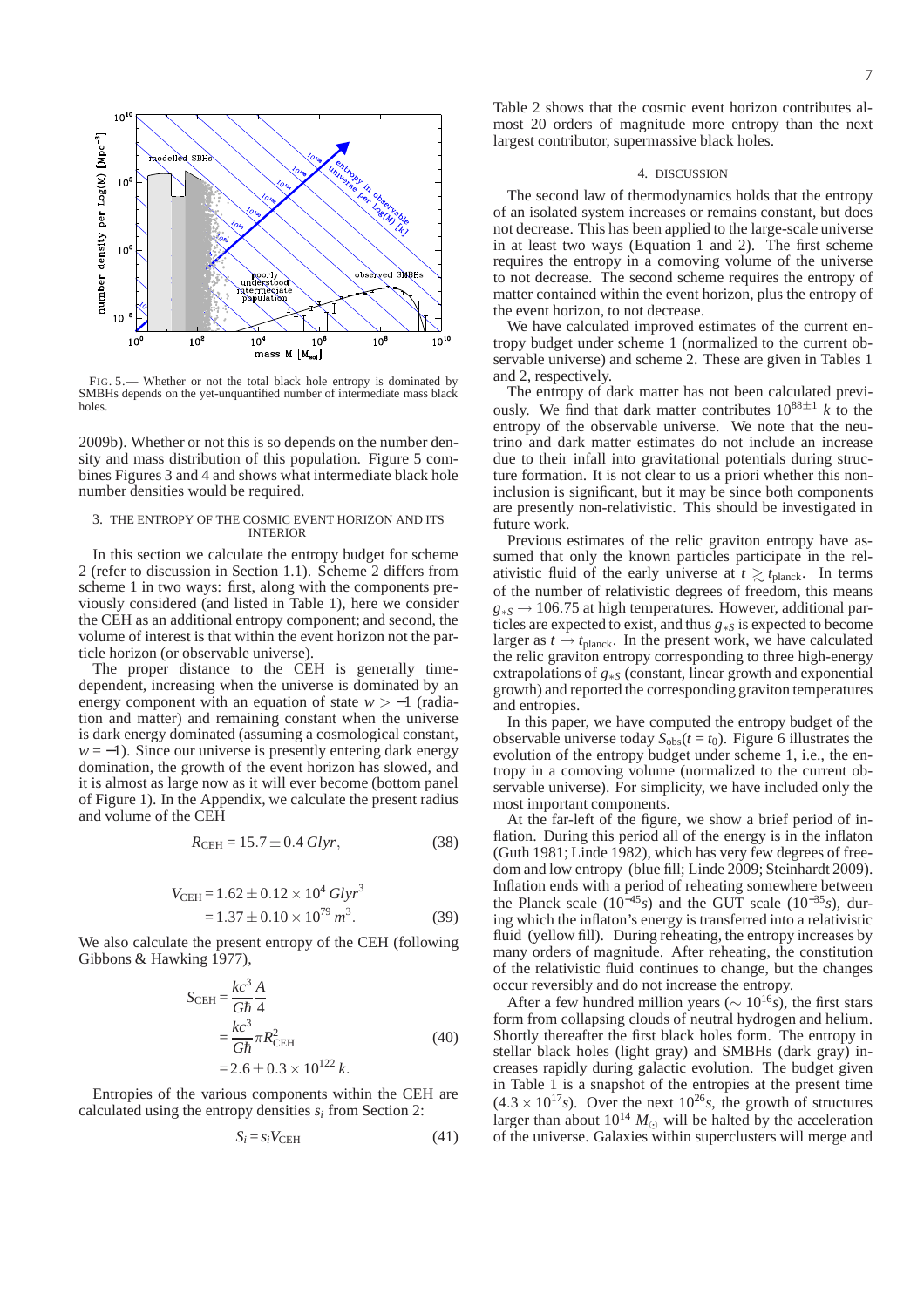FIG. 5.— Whether or not the total black hole entropy is dominated by SMBHs depends on the yet-unquantified number of intermediate mass black holes.

2009b). Whether or not this is so depends on the number density and mass distribution of this population. Figure 5 combines Figures 3 and 4 and shows what intermediate black hole number densities would be required.

## 3. THE ENTROPY OF THE COSMIC EVENT HORIZON AND ITS INTERIOR

In this section we calculate the entropy budget for scheme 2 (refer to discussion in Section 1.1). Scheme 2 differs from scheme 1 in two ways: first, along with the components previously considered (and listed in Table 1), here we consider the CEH as an additional entropy component; and second, the volume of interest is that within the event horizon not the particle horizon (or observable universe).

The proper distance to the CEH is generally time-dependent, increasing when the universe is dominated by an energy component with an equation of state $w > -1$ (radiation and matter) and remaining constant when the universe is dark energy dominated (assuming a cosmological constant, $w = -1$). Since our universe is presently entering dark energy domination, the growth of the event horizon has slowed, and it is almost as large now as it will ever become (bottom panel of Figure 1). In the Appendix, we calculate the present radius and volume of the CEH

$$R_{\rm CEH} = 15.7 \pm 0.4\, Glyr, \tag{38}$$

$$\begin{aligned} V_{\rm CEH} &= 1.62 \pm 0.12 \times 10^{4}\, Glyr^{3} \\ &= 1.37 \pm 0.10 \times 10^{79}\, m^{3}. \end{aligned} \tag{39}$$

We also calculate the present entropy of the CEH (following Gibbons & Hawking 1977),

$$\begin{aligned} S_{\rm CEH} &= \frac{kc^3}{G\hbar}\frac{A}{4} \\ &= \frac{kc^3}{G\hbar}\pi R_{\rm CEH}^2 \\ &= 2.6 \pm 0.3 \times 10^{122}\, k. \end{aligned} \tag{40}$$

Entropies of the various components within the CEH are calculated using the entropy densities $s_i$ from Section 2:

$$S_i = s_i V_{\rm CEH} \tag{41}$$

Table 2 shows that the cosmic event horizon contributes almost 20 orders of magnitude more entropy than the next largest contributor, supermassive black holes.

## 4. DISCUSSION

The second law of thermodynamics holds that the entropy of an isolated system increases or remains constant, but does not decrease. This has been applied to the large-scale universe in at least two ways (Equation 1 and 2). The first scheme requires the entropy in a comoving volume of the universe to not decrease. The second scheme requires the entropy of matter contained within the event horizon, plus the entropy of the event horizon, to not decrease.

We have calculated improved estimates of the current entropy budget under scheme 1 (normalized to the current observable universe) and scheme 2. These are given in Tables 1 and 2, respectively.

The entropy of dark matter has not been calculated previously. We find that dark matter contributes $10^{88\pm1}$ $k$ to the entropy of the observable universe. We note that the neutrino and dark matter estimates do not include an increase due to their infall into gravitational potentials during structure formation. It is not clear to us a priori whether this non-inclusion is significant, but it may be since both components are presently non-relativistic. This should be investigated in future work.

Previous estimates of the relic graviton entropy have assumed that only the known particles participate in the relativistic fluid of the early universe at $t \gtrsim t_{\rm planck}$. In terms of the number of relativistic degrees of freedom, this means $g_{*S} \rightarrow 106.75$ at high temperatures. However, additional particles are expected to exist, and thus $g_{*S}$ is expected to become larger as $t \rightarrow t_{\rm planck}$. In the present work, we have calculated the relic graviton entropy corresponding to three high-energy extrapolations of $g_{*S}$ (constant, linear growth and exponential growth) and reported the corresponding graviton temperatures and entropies.

In this paper, we have computed the entropy budget of the observable universe today $S_{\rm obs}(t = t_0)$. Figure 6 illustrates the evolution of the entropy budget under scheme 1, i.e., the entropy in a comoving volume (normalized to the current observable universe). For simplicity, we have included only the most important components.

At the far-left of the figure, we show a brief period of inflation. During this period all of the energy is in the inflaton (Guth 1981; Linde 1982), which has very few degrees of freedom and low entropy (blue fill; Linde 2009; Steinhardt 2009). Inflation ends with a period of reheating somewhere between the Planck scale ($10^{-45}s$) and the GUT scale ($10^{-35}s$), during which the inflaton's energy is transferred into a relativistic fluid (yellow fill). During reheating, the entropy increases by many orders of magnitude. After reheating, the constitution of the relativistic fluid continues to change, but the changes occur reversibly and do not increase the entropy.

After a few hundred million years ($\sim 10^{16}s$), the first stars form from collapsing clouds of neutral hydrogen and helium. Shortly thereafter the first black holes form. The entropy in stellar black holes (light gray) and SMBHs (dark gray) increases rapidly during galactic evolution. The budget given in Table 1 is a snapshot of the entropies at the present time ($4.3 \times 10^{17}s$). Over the next $10^{26}s$, the growth of structures larger than about $10^{14}$ $M_{\odot}$ will be halted by the acceleration of the universe. Galaxies within superclusters will merge and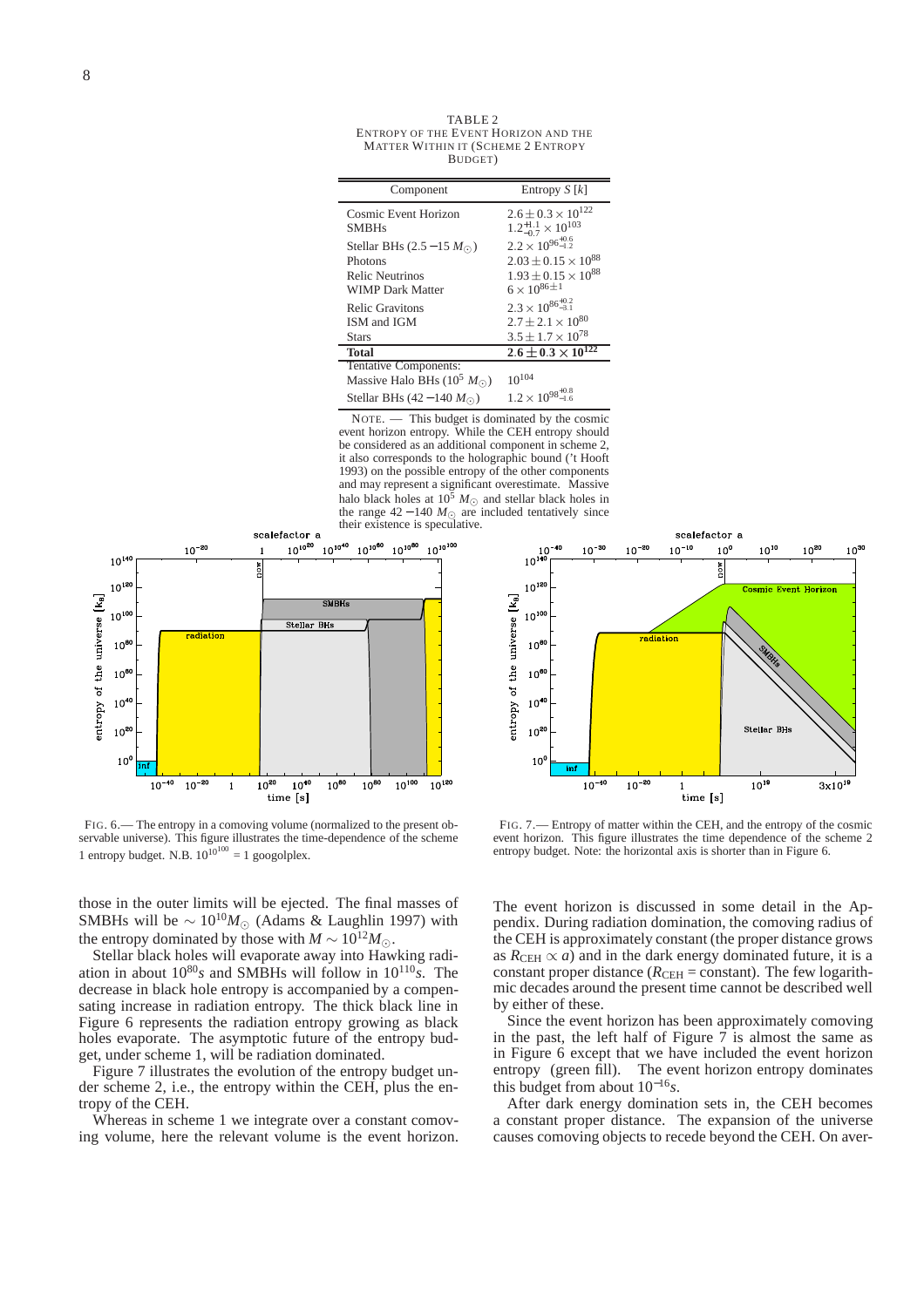TABLE 2
ENTROPY OF THE EVENT HORIZON AND THE MATTER WITHIN IT (SCHEME 2 ENTROPY BUDGET)

| Component | Entropy $S$ [$k$] |
|---|---|
| Cosmic Event Horizon | $2.6 \pm 0.3 \times 10^{122}$ |
| SMBHs | $1.2^{+1.1}_{-0.7} \times 10^{103}$ |
| Stellar BHs ($2.5 - 15\ M_{\odot}$) | $2.2 \times 10^{96^{+0.6}_{-1.2}}$ |
| Photons | $2.03 \pm 0.15 \times 10^{88}$ |
| Relic Neutrinos | $1.93 \pm 0.15 \times 10^{88}$ |
| WIMP Dark Matter | $6 \times 10^{86 \pm 1}$ |
| Relic Gravitons | $2.3 \times 10^{86^{+0.2}_{-3.1}}$ |
| ISM and IGM | $2.7 \pm 2.1 \times 10^{80}$ |
| Stars | $3.5 \pm 1.7 \times 10^{78}$ |
| **Total** | $\mathbf{2.6 \pm 0.3 \times 10^{122}}$ |
| Tentative Components: | |
| Massive Halo BHs ($10^5\ M_{\odot}$) | $10^{104}$ |
| Stellar BHs ($42 - 140\ M_{\odot}$) | $1.2 \times 10^{98^{+0.8}_{-1.6}}$ |

NOTE. — This budget is dominated by the cosmic event horizon entropy. While the CEH entropy should be considered as an additional component in scheme 2, it also corresponds to the holographic bound ('t Hooft 1993) on the possible entropy of the other components and may represent a significant overestimate. Massive halo black holes at $10^5\ M_{\odot}$ and stellar black holes in the range $42 - 140\ M_{\odot}$ are included tentatively since their existence is speculative.

FIG. 6.— The entropy in a comoving volume (normalized to the present observable universe). This figure illustrates the time-dependence of the scheme 1 entropy budget. N.B. $10^{10^{100}}$ = 1 googolplex.

FIG. 7.— Entropy of matter within the CEH, and the entropy of the cosmic event horizon. This figure illustrates the time dependence of the scheme 2 entropy budget. Note: the horizontal axis is shorter than in Figure 6.

those in the outer limits will be ejected. The final masses of SMBHs will be $\sim 10^{10} M_{\odot}$ (Adams & Laughlin 1997) with the entropy dominated by those with $M \sim 10^{12} M_{\odot}$.

Stellar black holes will evaporate away into Hawking radiation in about $10^{80}s$ and SMBHs will follow in $10^{110}s$. The decrease in black hole entropy is accompanied by a compensating increase in radiation entropy. The thick black line in Figure 6 represents the radiation entropy growing as black holes evaporate. The asymptotic future of the entropy budget, under scheme 1, will be radiation dominated.

Figure 7 illustrates the evolution of the entropy budget under scheme 2, i.e., the entropy within the CEH, plus the entropy of the CEH.

Whereas in scheme 1 we integrate over a constant comoving volume, here the relevant volume is the event horizon. The event horizon is discussed in some detail in the Appendix. During radiation domination, the comoving radius of the CEH is approximately constant (the proper distance grows as $R_{\rm CEH} \propto a$) and in the dark energy dominated future, it is a constant proper distance ($R_{\rm CEH}$ = constant). The few logarithmic decades around the present time cannot be described well by either of these.

Since the event horizon has been approximately comoving in the past, the left half of Figure 7 is almost the same as in Figure 6 except that we have included the event horizon entropy (green fill). The event horizon entropy dominates this budget from about $10^{-16}s$.

After dark energy domination sets in, the CEH becomes a constant proper distance. The expansion of the universe causes comoving objects to recede beyond the CEH. On aver-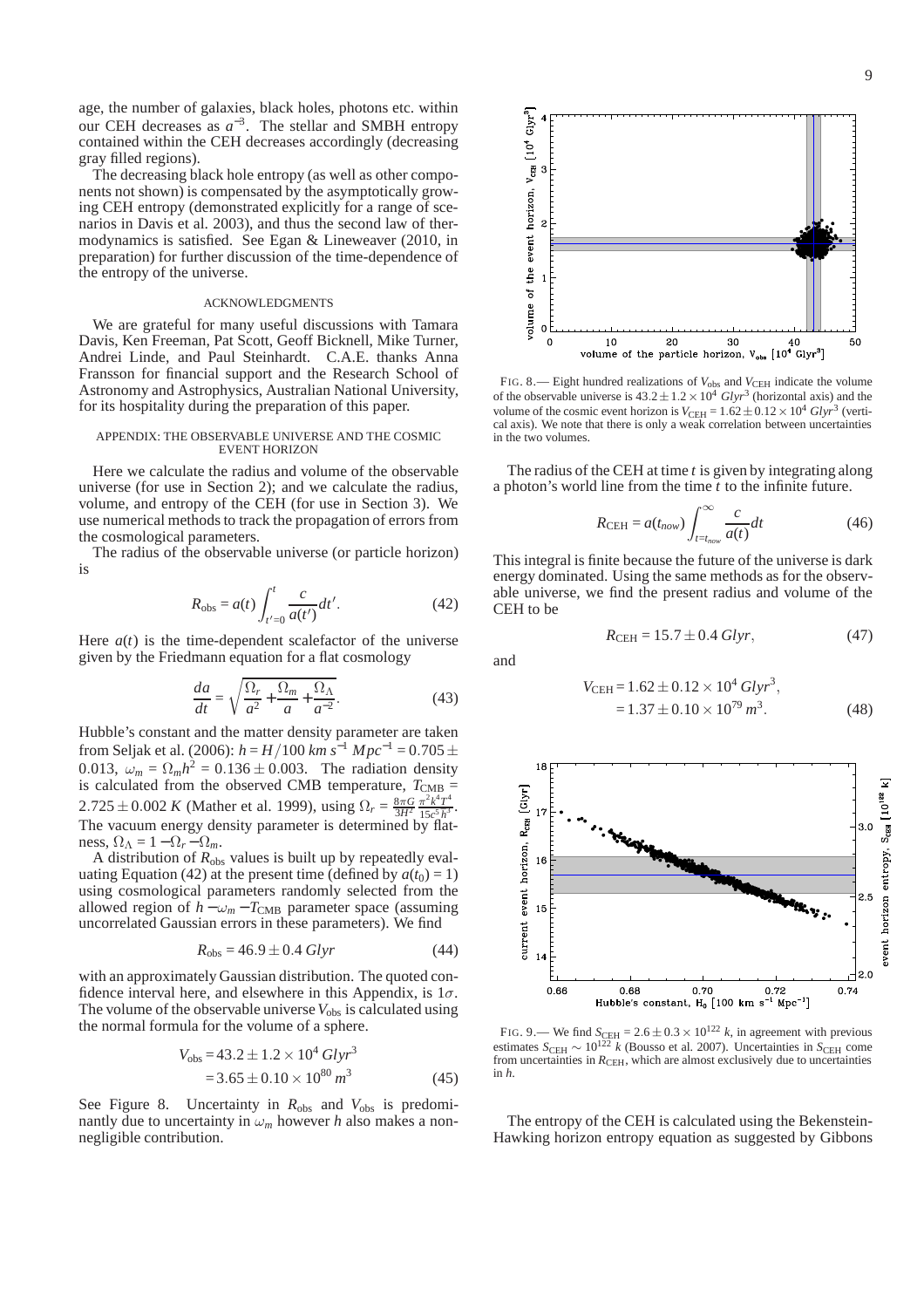age, the number of galaxies, black holes, photons etc. within our CEH decreases as $a^{-3}$. The stellar and SMBH entropy contained within the CEH decreases accordingly (decreasing gray filled regions).

The decreasing black hole entropy (as well as other components not shown) is compensated by the asymptotically growing CEH entropy (demonstrated explicitly for a range of scenarios in Davis et al. 2003), and thus the second law of thermodynamics is satisfied. See Egan & Lineweaver (2010, in preparation) for further discussion of the time-dependence of the entropy of the universe.

### ACKNOWLEDGMENTS

We are grateful for many useful discussions with Tamara Davis, Ken Freeman, Pat Scott, Geoff Bicknell, Mike Turner, Andrei Linde, and Paul Steinhardt. C.A.E. thanks Anna Fransson for financial support and the Research School of Astronomy and Astrophysics, Australian National University, for its hospitality during the preparation of this paper.

### APPENDIX: THE OBSERVABLE UNIVERSE AND THE COSMIC EVENT HORIZON

Here we calculate the radius and volume of the observable universe (for use in Section 2); and we calculate the radius, volume, and entropy of the CEH (for use in Section 3). We use numerical methods to track the propagation of errors from the cosmological parameters.

The radius of the observable universe (or particle horizon) is

$$R_{\rm obs} = a(t)\int_{t'=0}^{t}\frac{c}{a(t')}dt'. \tag{42}$$

Here $a(t)$ is the time-dependent scalefactor of the universe given by the Friedmann equation for a flat cosmology

$$\frac{da}{dt} = \sqrt{\frac{\Omega_r}{a^2}+\frac{\Omega_m}{a}+\frac{\Omega_\Lambda}{a^{-2}}}. \tag{43}$$

Hubble's constant and the matter density parameter are taken from Seljak et al. (2006): $h = H/100\ km\ s^{-1}\ Mpc^{-1} = 0.705 \pm 0.013$, $\omega_m = \Omega_m h^2 = 0.136 \pm 0.003$. The radiation density is calculated from the observed CMB temperature, $T_{\rm CMB} = 2.725 \pm 0.002\ K$ (Mather et al. 1999), using $\Omega_r = \frac{8\pi G}{3H^2}\frac{\pi^2 k^4 T^4}{15c^5\hbar^3}$. The vacuum energy density parameter is determined by flatness, $\Omega_\Lambda = 1-\Omega_r-\Omega_m$.

A distribution of $R_{\rm obs}$ values is built up by repeatedly evaluating Equation (42) at the present time (defined by $a(t_0) = 1$) using cosmological parameters randomly selected from the allowed region of $h-\omega_m-T_{\rm CMB}$ parameter space (assuming uncorrelated Gaussian errors in these parameters). We find

$$R_{\rm obs} = 46.9 \pm 0.4\ Glyr \tag{44}$$

with an approximately Gaussian distribution. The quoted confidence interval here, and elsewhere in this Appendix, is $1\sigma$. The volume of the observable universe $V_{\rm obs}$ is calculated using the normal formula for the volume of a sphere.

$$\begin{aligned} V_{\rm obs} &= 43.2 \pm 1.2 \times 10^4\ Glyr^3 \\ &= 3.65 \pm 0.10 \times 10^{80}\ m^3 \end{aligned} \tag{45}$$

See Figure 8. Uncertainty in $R_{\rm obs}$ and $V_{\rm obs}$ is predominantly due to uncertainty in $\omega_m$ however $h$ also makes a non-negligible contribution.

FIG. 8.— Eight hundred realizations of $V_{\rm obs}$ and $V_{\rm CEH}$ indicate the volume of the observable universe is $43.2 \pm 1.2 \times 10^4\ Glyr^3$ (horizontal axis) and the volume of the cosmic event horizon is $V_{\rm CEH} = 1.62 \pm 0.12 \times 10^4\ Glyr^3$ (vertical axis). We note that there is only a weak correlation between uncertainties in the two volumes.

The radius of the CEH at time $t$ is given by integrating along a photon's world line from the time $t$ to the infinite future.

$$R_{\rm CEH} = a(t_{now})\int_{t=t_{now}}^{\infty}\frac{c}{a(t)}dt \tag{46}$$

This integral is finite because the future of the universe is dark energy dominated. Using the same methods as for the observable universe, we find the present radius and volume of the CEH to be

$$R_{\rm CEH} = 15.7 \pm 0.4\ Glyr, \tag{47}$$

and

$$\begin{aligned} V_{\rm CEH} &= 1.62 \pm 0.12 \times 10^4\ Glyr^3, \\ &= 1.37 \pm 0.10 \times 10^{79}\ m^3. \end{aligned} \tag{48}$$

FIG. 9.— We find $S_{\rm CEH} = 2.6 \pm 0.3 \times 10^{122}\ k$, in agreement with previous estimates $S_{\rm CEH} \sim 10^{122}\ k$ (Bousso et al. 2007). Uncertainties in $S_{\rm CEH}$ come from uncertainties in $R_{\rm CEH}$, which are almost exclusively due to uncertainties in $h$.

The entropy of the CEH is calculated using the Bekenstein-Hawking horizon entropy equation as suggested by Gibbons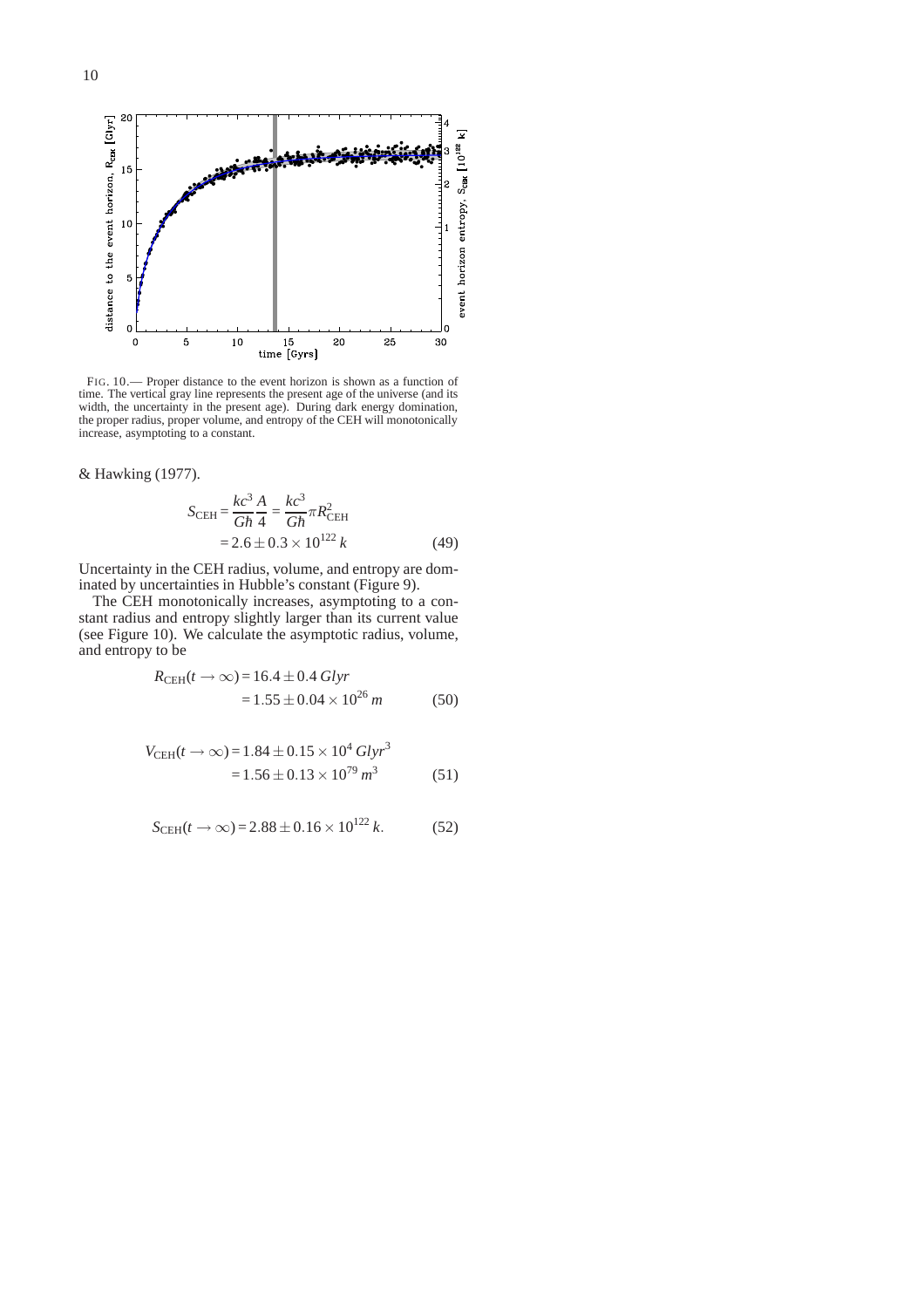FIG. 10.— Proper distance to the event horizon is shown as a function of time. The vertical gray line represents the present age of the universe (and its width, the uncertainty in the present age). During dark energy domination, the proper radius, proper volume, and entropy of the CEH will monotonically increase, asymptoting to a constant.

& Hawking (1977).

$$
\begin{aligned}
S_{\rm CEH} &= \frac{kc^3}{G\hbar}\frac{A}{4} = \frac{kc^3}{G\hbar}\pi R_{\rm CEH}^2 \\
&= 2.6 \pm 0.3 \times 10^{122}\, k
\end{aligned} \tag{49}
$$

Uncertainty in the CEH radius, volume, and entropy are dominated by uncertainties in Hubble's constant (Figure 9).

The CEH monotonically increases, asymptoting to a constant radius and entropy slightly larger than its current value (see Figure 10). We calculate the asymptotic radius, volume, and entropy to be

$$
\begin{aligned}
R_{\rm CEH}(t \rightarrow \infty) &= 16.4 \pm 0.4\, Glyr \\
&= 1.55 \pm 0.04 \times 10^{26}\, m
\end{aligned} \tag{50}
$$

$$
\begin{aligned}
V_{\rm CEH}(t \rightarrow \infty) &= 1.84 \pm 0.15 \times 10^{4}\, Glyr^3 \\
&= 1.56 \pm 0.13 \times 10^{79}\, m^3
\end{aligned} \tag{51}
$$

$$
S_{\rm CEH}(t \rightarrow \infty) = 2.88 \pm 0.16 \times 10^{122}\, k. \tag{52}
$$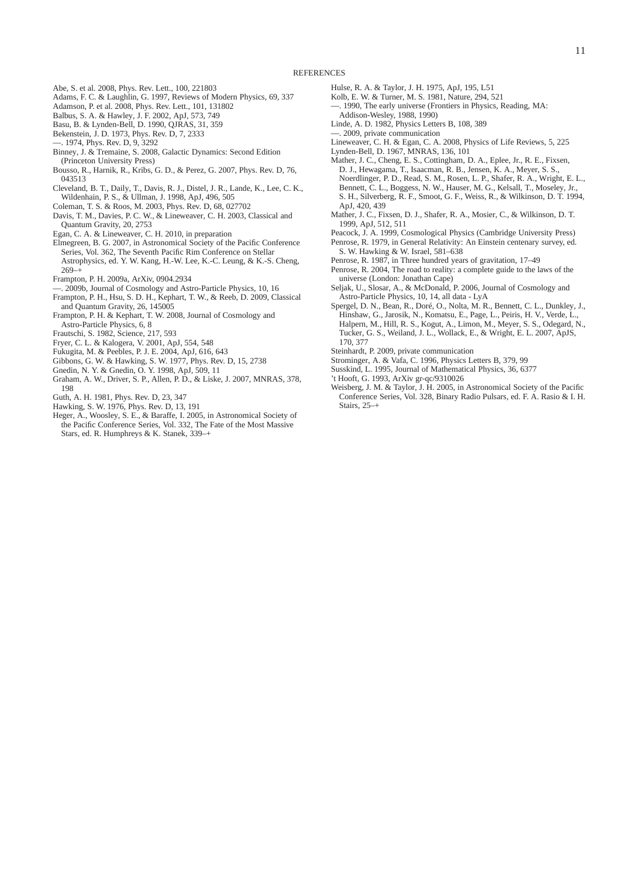## REFERENCES

Abe, S. et al. 2008, Phys. Rev. Lett., 100, 221803

Adams, F. C. & Laughlin, G. 1997, Reviews of Modern Physics, 69, 337

Adamson, P. et al. 2008, Phys. Rev. Lett., 101, 131802

Balbus, S. A. & Hawley, J. F. 2002, ApJ, 573, 749

Basu, B. & Lynden-Bell, D. 1990, QJRAS, 31, 359

Bekenstein, J. D. 1973, Phys. Rev. D, 7, 2333

—. 1974, Phys. Rev. D, 9, 3292

Binney, J. & Tremaine, S. 2008, Galactic Dynamics: Second Edition (Princeton University Press)

Bousso, R., Harnik, R., Kribs, G. D., & Perez, G. 2007, Phys. Rev. D, 76, 043513

Cleveland, B. T., Daily, T., Davis, R. J., Distel, J. R., Lande, K., Lee, C. K., Wildenhain, P. S., & Ullman, J. 1998, ApJ, 496, 505

Coleman, T. S. & Roos, M. 2003, Phys. Rev. D, 68, 027702

Davis, T. M., Davies, P. C. W., & Lineweaver, C. H. 2003, Classical and Quantum Gravity, 20, 2753

Egan, C. A. & Lineweaver, C. H. 2010, in preparation

Elmegreen, B. G. 2007, in Astronomical Society of the Pacific Conference Series, Vol. 362, The Seventh Pacific Rim Conference on Stellar Astrophysics, ed. Y. W. Kang, H.-W. Lee, K.-C. Leung, & K.-S. Cheng, 269–+

Frampton, P. H. 2009a, ArXiv, 0904.2934

—. 2009b, Journal of Cosmology and Astro-Particle Physics, 10, 16

Frampton, P. H., Hsu, S. D. H., Kephart, T. W., & Reeb, D. 2009, Classical and Quantum Gravity, 26, 145005

Frampton, P. H. & Kephart, T. W. 2008, Journal of Cosmology and Astro-Particle Physics, 6, 8

Frautschi, S. 1982, Science, 217, 593

Fryer, C. L. & Kalogera, V. 2001, ApJ, 554, 548

Fukugita, M. & Peebles, P. J. E. 2004, ApJ, 616, 643

Gibbons, G. W. & Hawking, S. W. 1977, Phys. Rev. D, 15, 2738

Gnedin, N. Y. & Gnedin, O. Y. 1998, ApJ, 509, 11

Graham, A. W., Driver, S. P., Allen, P. D., & Liske, J. 2007, MNRAS, 378, 198

Guth, A. H. 1981, Phys. Rev. D, 23, 347

Hawking, S. W. 1976, Phys. Rev. D, 13, 191

Heger, A., Woosley, S. E., & Baraffe, I. 2005, in Astronomical Society of the Pacific Conference Series, Vol. 332, The Fate of the Most Massive Stars, ed. R. Humphreys & K. Stanek, 339–+

Hulse, R. A. & Taylor, J. H. 1975, ApJ, 195, L51

Kolb, E. W. & Turner, M. S. 1981, Nature, 294, 521

—. 1990, The early universe (Frontiers in Physics, Reading, MA: Addison-Wesley, 1988, 1990)

Linde, A. D. 1982, Physics Letters B, 108, 389

—. 2009, private communication

Lineweaver, C. H. & Egan, C. A. 2008, Physics of Life Reviews, 5, 225

Lynden-Bell, D. 1967, MNRAS, 136, 101

Mather, J. C., Cheng, E. S., Cottingham, D. A., Eplee, Jr., R. E., Fixsen, D. J., Hewagama, T., Isaacman, R. B., Jensen, K. A., Meyer, S. S., Noerdlinger, P. D., Read, S. M., Rosen, L. P., Shafer, R. A., Wright, E. L., Bennett, C. L., Boggess, N. W., Hauser, M. G., Kelsall, T., Moseley, Jr., S. H., Silverberg, R. F., Smoot, G. F., Weiss, R., & Wilkinson, D. T. 1994, ApJ, 420, 439

Mather, J. C., Fixsen, D. J., Shafer, R. A., Mosier, C., & Wilkinson, D. T. 1999, ApJ, 512, 511

Peacock, J. A. 1999, Cosmological Physics (Cambridge University Press)

Penrose, R. 1979, in General Relativity: An Einstein centenary survey, ed. S. W. Hawking & W. Israel, 581–638

Penrose, R. 1987, in Three hundred years of gravitation, 17–49

Penrose, R. 2004, The road to reality: a complete guide to the laws of the universe (London: Jonathan Cape)

Seljak, U., Slosar, A., & McDonald, P. 2006, Journal of Cosmology and Astro-Particle Physics, 10, 14, all data - LyA

Spergel, D. N., Bean, R., Doré, O., Nolta, M. R., Bennett, C. L., Dunkley, J., Hinshaw, G., Jarosik, N., Komatsu, E., Page, L., Peiris, H. V., Verde, L., Halpern, M., Hill, R. S., Kogut, A., Limon, M., Meyer, S. S., Odegard, N., Tucker, G. S., Weiland, J. L., Wollack, E., & Wright, E. L. 2007, ApJS, 170, 377

Steinhardt, P. 2009, private communication

Strominger, A. & Vafa, C. 1996, Physics Letters B, 379, 99

Susskind, L. 1995, Journal of Mathematical Physics, 36, 6377

't Hooft, G. 1993, ArXiv gr-qc/9310026

Weisberg, J. M. & Taylor, J. H. 2005, in Astronomical Society of the Pacific Conference Series, Vol. 328, Binary Radio Pulsars, ed. F. A. Rasio & I. H. Stairs, 25–+